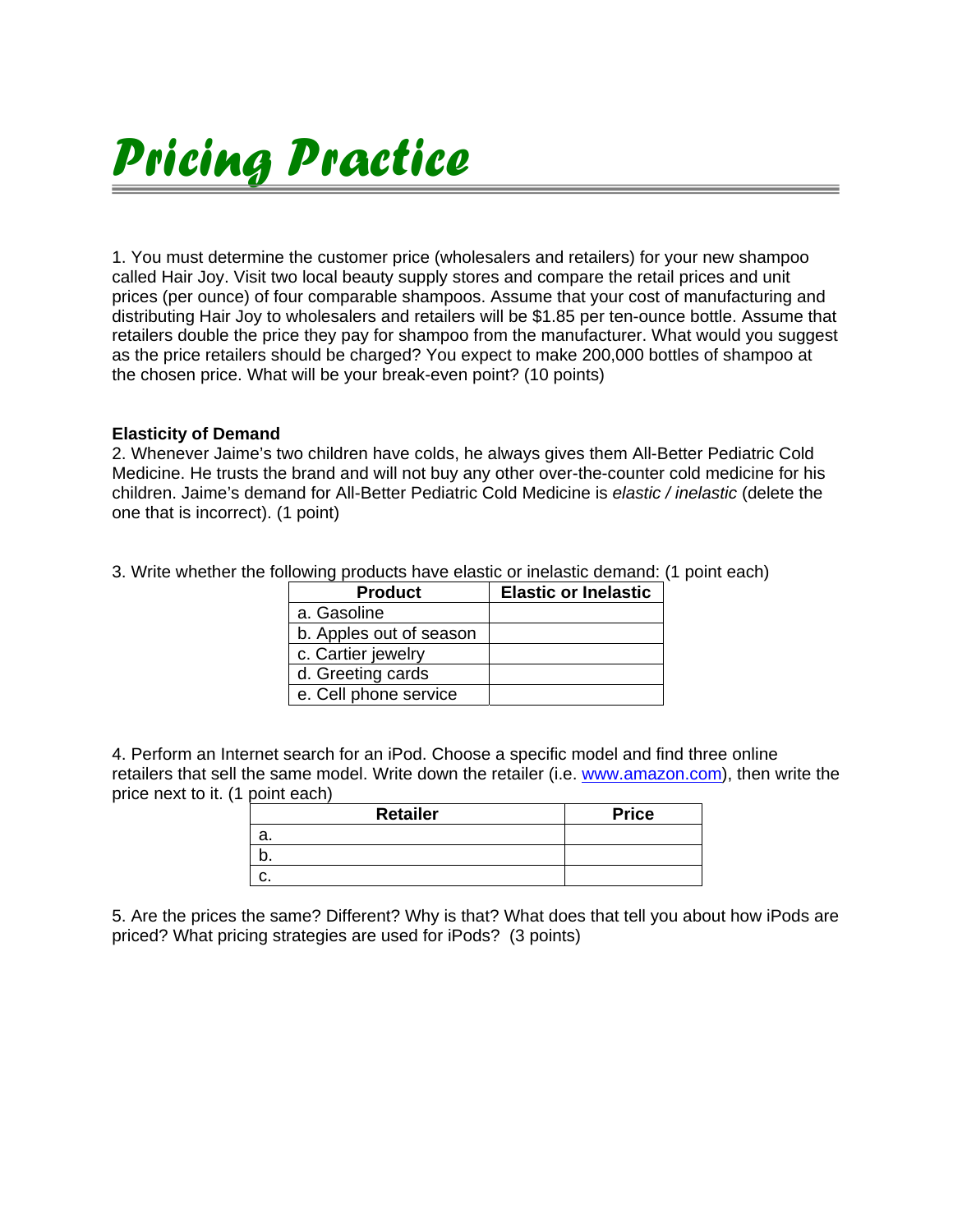# Pricing Practice

1. You must determine the customer price (wholesalers and retailers) for your new shampoo called Hair Joy. Visit two local beauty supply stores and compare the retail prices and unit prices (per ounce) of four comparable shampoos. Assume that your cost of manufacturing and distributing Hair Joy to wholesalers and retailers will be $1.85 per ten-ounce bottle. Assume that retailers double the price they pay for shampoo from the manufacturer. What would you suggest as the price retailers should be charged? You expect to make 200,000 bottles of shampoo at the chosen price. What will be your break-even point? (10 points)

**Elasticity of Demand**

2. Whenever Jaime's two children have colds, he always gives them All-Better Pediatric Cold Medicine. He trusts the brand and will not buy any other over-the-counter cold medicine for his children. Jaime's demand for All-Better Pediatric Cold Medicine is *elastic / inelastic* (delete the one that is incorrect). (1 point)

3. Write whether the following products have elastic or inelastic demand: (1 point each)

| Product | Elastic or Inelastic |
|---|---|
| a. Gasoline | |
| b. Apples out of season | |
| c. Cartier jewelry | |
| d. Greeting cards | |
| e. Cell phone service | |

4. Perform an Internet search for an iPod. Choose a specific model and find three online retailers that sell the same model. Write down the retailer (i.e. www.amazon.com), then write the price next to it. (1 point each)

| Retailer | Price |
|---|---|
| a. | |
| b. | |
| c. | |

5. Are the prices the same? Different? Why is that? What does that tell you about how iPods are priced? What pricing strategies are used for iPods? (3 points)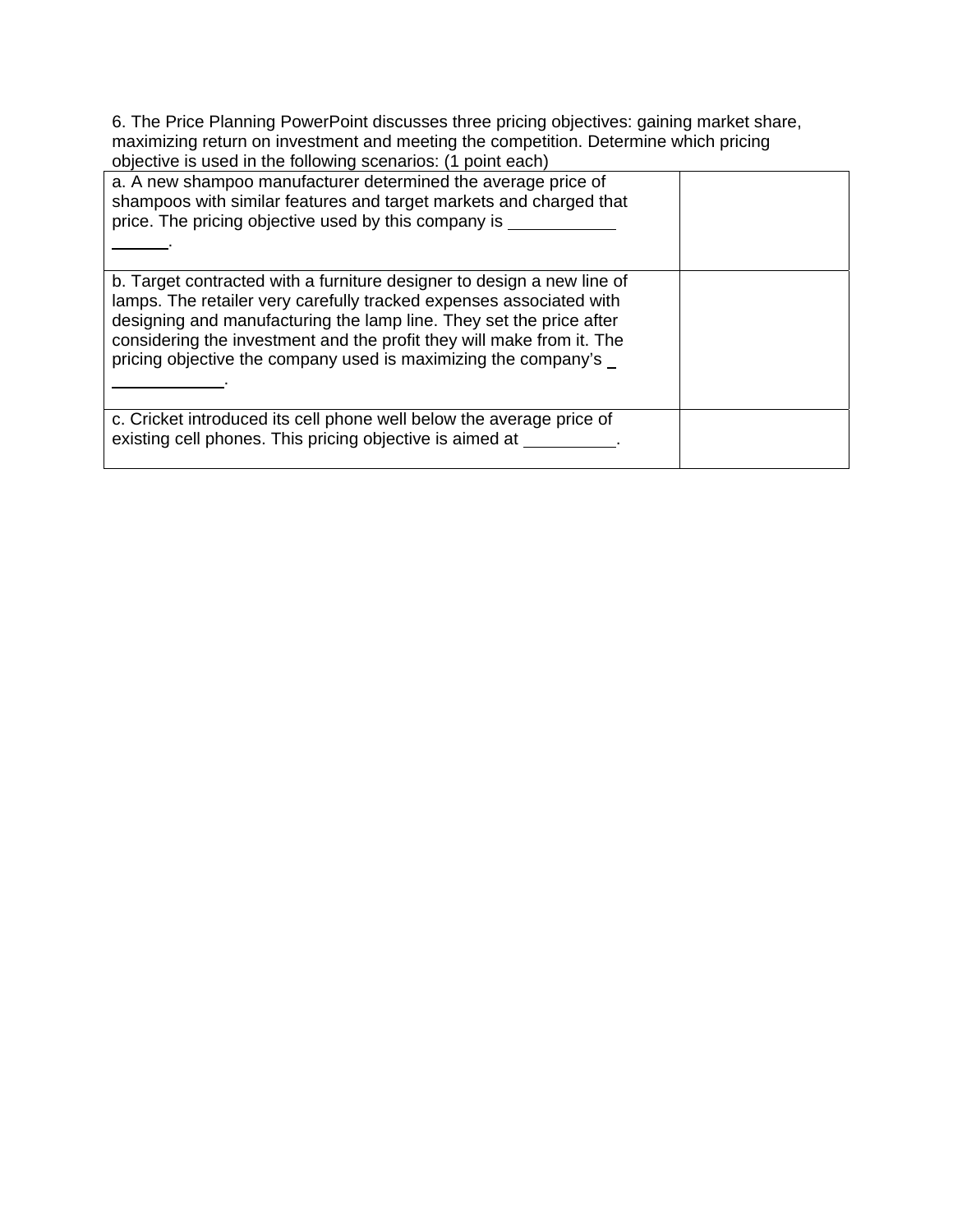6. The Price Planning PowerPoint discusses three pricing objectives: gaining market share, maximizing return on investment and meeting the competition. Determine which pricing objective is used in the following scenarios: (1 point each)

| | |
|---|---|
| a. A new shampoo manufacturer determined the average price of shampoos with similar features and target markets and charged that price. The pricing objective used by this company is ________________. | |
| b. Target contracted with a furniture designer to design a new line of lamps. The retailer very carefully tracked expenses associated with designing and manufacturing the lamp line. They set the price after considering the investment and the profit they will make from it. The pricing objective the company used is maximizing the company's _____________. | |
| c. Cricket introduced its cell phone well below the average price of existing cell phones. This pricing objective is aimed at __________. | |